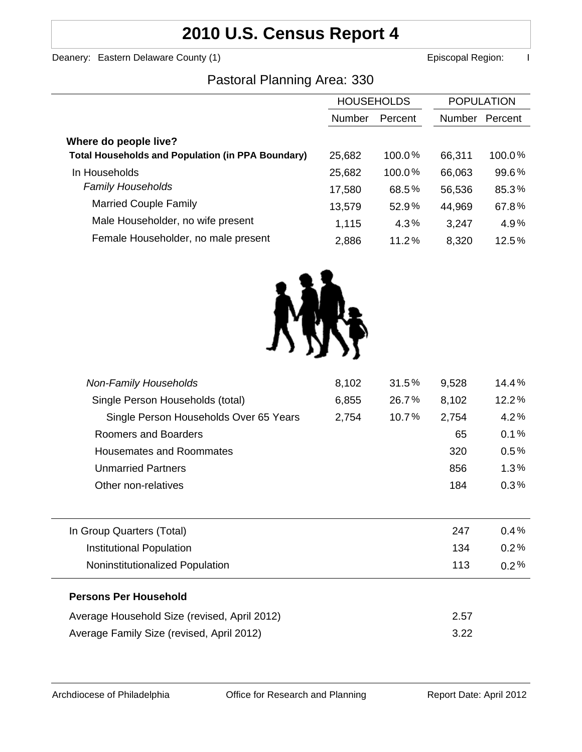# 2010 U.S. Census Report 4

Deanery: Eastern Delaware County (1) Episcopal Region: I

## Pastoral Planning Area: 330

| | HOUSEHOLDS | | POPULATION | |
|---|---|---|---|---|
| | Number | Percent | Number | Percent |
| **Where do people live?** | | | | |
| **Total Households and Population (in PPA Boundary)** | 25,682 | 100.0% | 66,311 | 100.0% |
| In Households | 25,682 | 100.0% | 66,063 | 99.6% |
| *Family Households* | 17,580 | 68.5% | 56,536 | 85.3% |
| Married Couple Family | 13,579 | 52.9% | 44,969 | 67.8% |
| Male Householder, no wife present | 1,115 | 4.3% | 3,247 | 4.9% |
| Female Householder, no male present | 2,886 | 11.2% | 8,320 | 12.5% |
| *Non-Family Households* | 8,102 | 31.5% | 9,528 | 14.4% |
| Single Person Households (total) | 6,855 | 26.7% | 8,102 | 12.2% |
| Single Person Households Over 65 Years | 2,754 | 10.7% | 2,754 | 4.2% |
| Roomers and Boarders | | | 65 | 0.1% |
| Housemates and Roommates | | | 320 | 0.5% |
| Unmarried Partners | | | 856 | 1.3% |
| Other non-relatives | | | 184 | 0.3% |
| In Group Quarters (Total) | | | 247 | 0.4% |
| Institutional Population | | | 134 | 0.2% |
| Noninstitutionalized Population | | | 113 | 0.2% |

**Persons Per Household**

| | |
|---|---|
| Average Household Size (revised, April 2012) | 2.57 |
| Average Family Size (revised, April 2012) | 3.22 |

Archdiocese of Philadelphia Office for Research and Planning Report Date: April 2012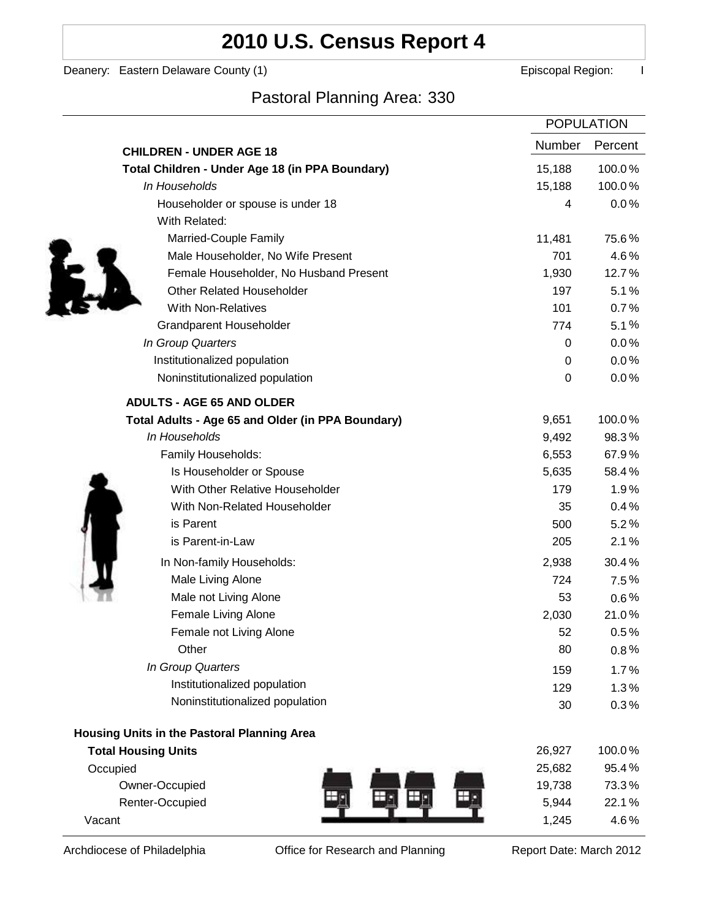# 2010 U.S. Census Report 4

Deanery: Eastern Delaware County (1) Episcopal Region: I

## Pastoral Planning Area: 330

| | POPULATION | |
|---|---|---|
| | Number | Percent |
| **CHILDREN - UNDER AGE 18** | | |
| **Total Children - Under Age 18 (in PPA Boundary)** | 15,188 | 100.0% |
| *In Households* | 15,188 | 100.0% |
| Householder or spouse is under 18 | 4 | 0.0% |
| With Related: | | |
| Married-Couple Family | 11,481 | 75.6% |
| Male Householder, No Wife Present | 701 | 4.6% |
| Female Householder, No Husband Present | 1,930 | 12.7% |
| Other Related Householder | 197 | 5.1% |
| With Non-Relatives | 101 | 0.7% |
| Grandparent Householder | 774 | 5.1% |
| *In Group Quarters* | 0 | 0.0% |
| Institutionalized population | 0 | 0.0% |
| Noninstitutionalized population | 0 | 0.0% |
| **ADULTS - AGE 65 AND OLDER** | | |
| **Total Adults - Age 65 and Older (in PPA Boundary)** | 9,651 | 100.0% |
| *In Households* | 9,492 | 98.3% |
| Family Households: | 6,553 | 67.9% |
| Is Householder or Spouse | 5,635 | 58.4% |
| With Other Relative Householder | 179 | 1.9% |
| With Non-Related Householder | 35 | 0.4% |
| is Parent | 500 | 5.2% |
| is Parent-in-Law | 205 | 2.1% |
| In Non-family Households: | 2,938 | 30.4% |
| Male Living Alone | 724 | 7.5% |
| Male not Living Alone | 53 | 0.6% |
| Female Living Alone | 2,030 | 21.0% |
| Female not Living Alone | 52 | 0.5% |
| Other | 80 | 0.8% |
| *In Group Quarters* | 159 | 1.7% |
| Institutionalized population | 129 | 1.3% |
| Noninstitutionalized population | 30 | 0.3% |
| **Housing Units in the Pastoral Planning Area** | | |
| **Total Housing Units** | 26,927 | 100.0% |
| Occupied | 25,682 | 95.4% |
| Owner-Occupied | 19,738 | 73.3% |
| Renter-Occupied | 5,944 | 22.1% |
| Vacant | 1,245 | 4.6% |

Archdiocese of Philadelphia Office for Research and Planning Report Date: March 2012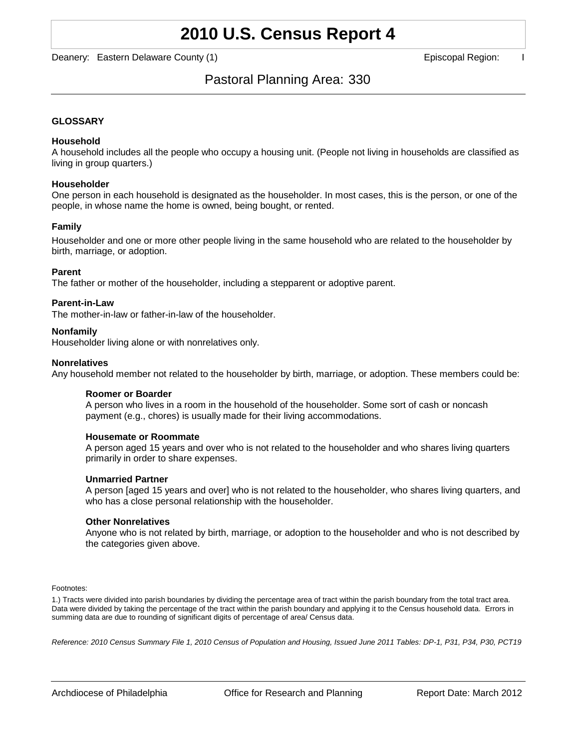# 2010 U.S. Census Report 4

Deanery: Eastern Delaware County (1) Episcopal Region: I

## Pastoral Planning Area: 330

**GLOSSARY**

**Household**
A household includes all the people who occupy a housing unit. (People not living in households are classified as living in group quarters.)

**Householder**
One person in each household is designated as the householder. In most cases, this is the person, or one of the people, in whose name the home is owned, being bought, or rented.

**Family**
Householder and one or more other people living in the same household who are related to the householder by birth, marriage, or adoption.

**Parent**
The father or mother of the householder, including a stepparent or adoptive parent.

**Parent-in-Law**
The mother-in-law or father-in-law of the householder.

**Nonfamily**
Householder living alone or with nonrelatives only.

**Nonrelatives**
Any household member not related to the householder by birth, marriage, or adoption. These members could be:

> **Roomer or Boarder**
> A person who lives in a room in the household of the householder. Some sort of cash or noncash payment (e.g., chores) is usually made for their living accommodations.
>
> **Housemate or Roommate**
> A person aged 15 years and over who is not related to the householder and who shares living quarters primarily in order to share expenses.
>
> **Unmarried Partner**
> A person [aged 15 years and over] who is not related to the householder, who shares living quarters, and who has a close personal relationship with the householder.
>
> **Other Nonrelatives**
> Anyone who is not related by birth, marriage, or adoption to the householder and who is not described by the categories given above.

Footnotes:

1.) Tracts were divided into parish boundaries by dividing the percentage area of tract within the parish boundary from the total tract area. Data were divided by taking the percentage of the tract within the parish boundary and applying it to the Census household data. Errors in summing data are due to rounding of significant digits of percentage of area/ Census data.

*Reference: 2010 Census Summary File 1, 2010 Census of Population and Housing, Issued June 2011 Tables: DP-1, P31, P34, P30, PCT19*

Archdiocese of Philadelphia Office for Research and Planning Report Date: March 2012